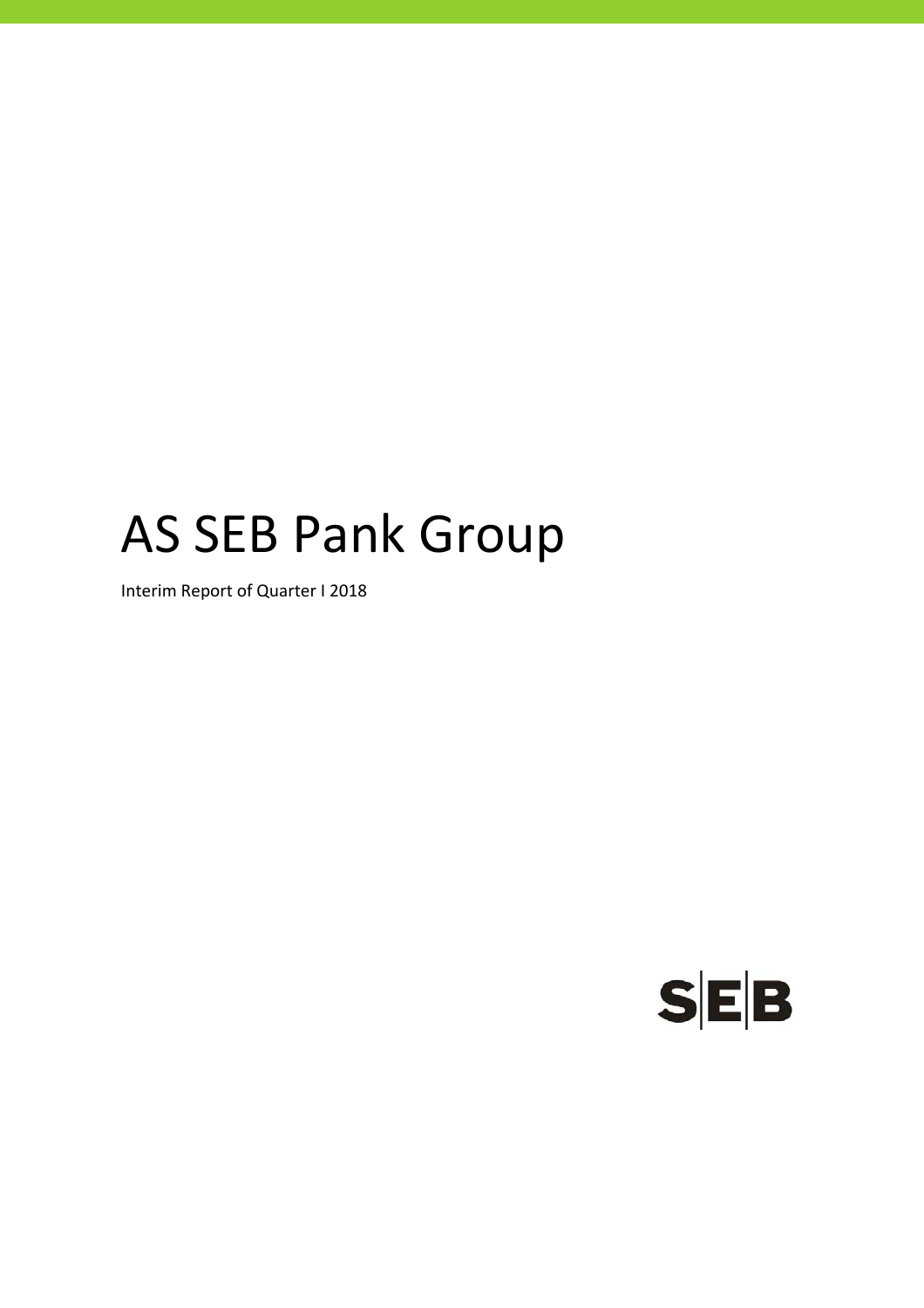# AS SEB Pank Group

Interim Report of Quarter I 2018

SEB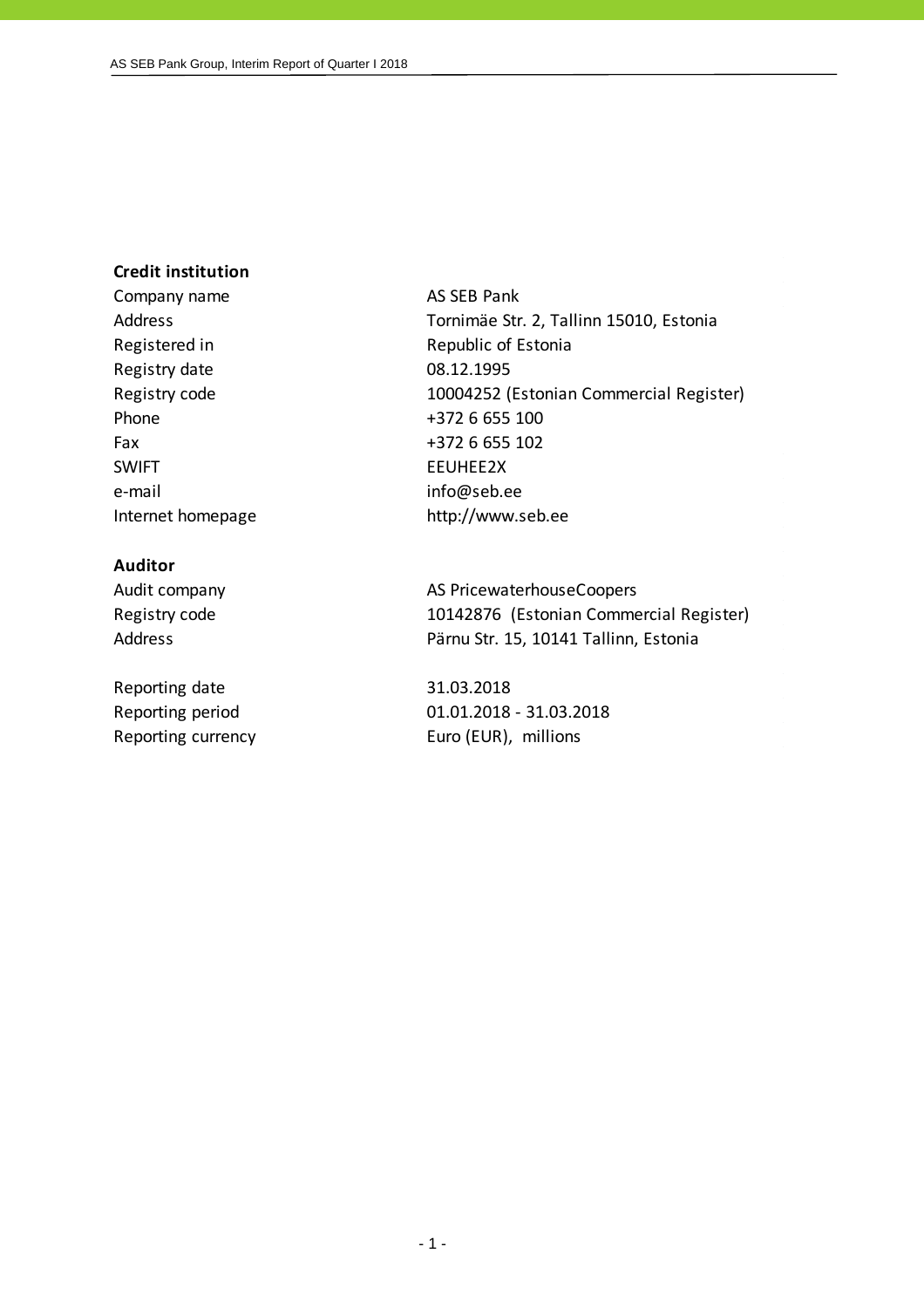**Credit institution**

| | |
|---|---|
| Company name | AS SEB Pank |
| Address | Tornimäe Str. 2, Tallinn 15010, Estonia |
| Registered in | Republic of Estonia |
| Registry date | 08.12.1995 |
| Registry code | 10004252 (Estonian Commercial Register) |
| Phone | +372 6 655 100 |
| Fax | +372 6 655 102 |
| SWIFT | EEUHEE2X |
| e-mail | info@seb.ee |
| Internet homepage | http://www.seb.ee |

**Auditor**

| | |
|---|---|
| Audit company | AS PricewaterhouseCoopers |
| Registry code | 10142876 (Estonian Commercial Register) |
| Address | Pärnu Str. 15, 10141 Tallinn, Estonia |

| | |
|---|---|
| Reporting date | 31.03.2018 |
| Reporting period | 01.01.2018 - 31.03.2018 |
| Reporting currency | Euro (EUR), millions |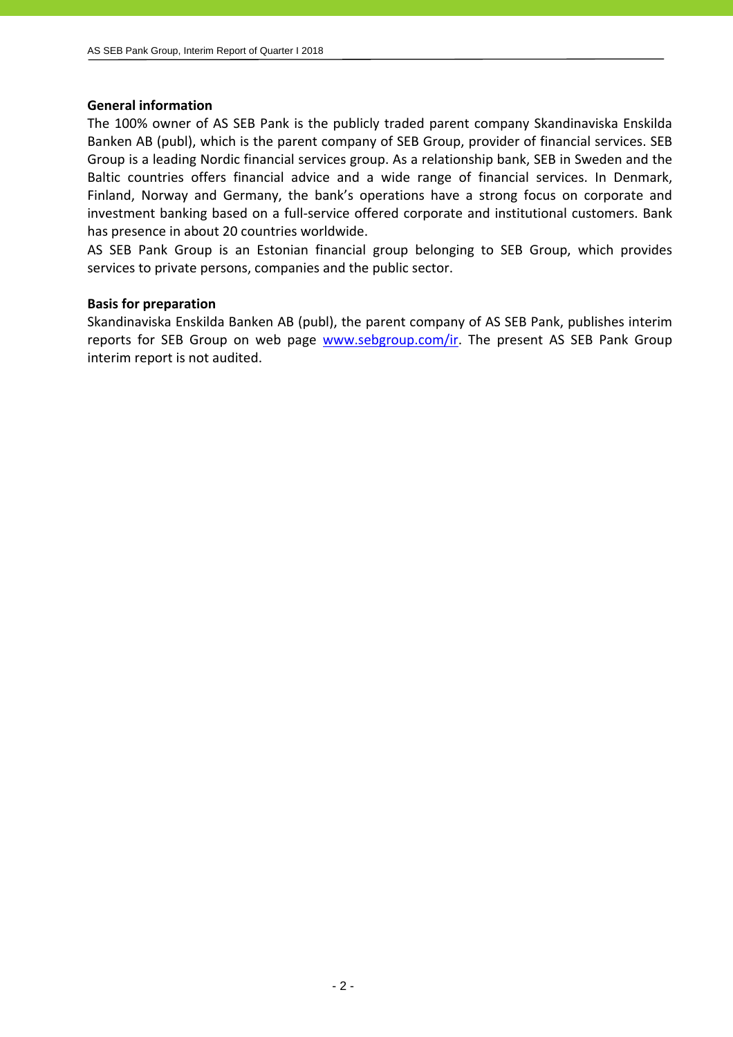**General information**

The 100% owner of AS SEB Pank is the publicly traded parent company Skandinaviska Enskilda Banken AB (publ), which is the parent company of SEB Group, provider of financial services. SEB Group is a leading Nordic financial services group. As a relationship bank, SEB in Sweden and the Baltic countries offers financial advice and a wide range of financial services. In Denmark, Finland, Norway and Germany, the bank's operations have a strong focus on corporate and investment banking based on a full-service offered corporate and institutional customers. Bank has presence in about 20 countries worldwide.

AS SEB Pank Group is an Estonian financial group belonging to SEB Group, which provides services to private persons, companies and the public sector.

**Basis for preparation**

Skandinaviska Enskilda Banken AB (publ), the parent company of AS SEB Pank, publishes interim reports for SEB Group on web page www.sebgroup.com/ir. The present AS SEB Pank Group interim report is not audited.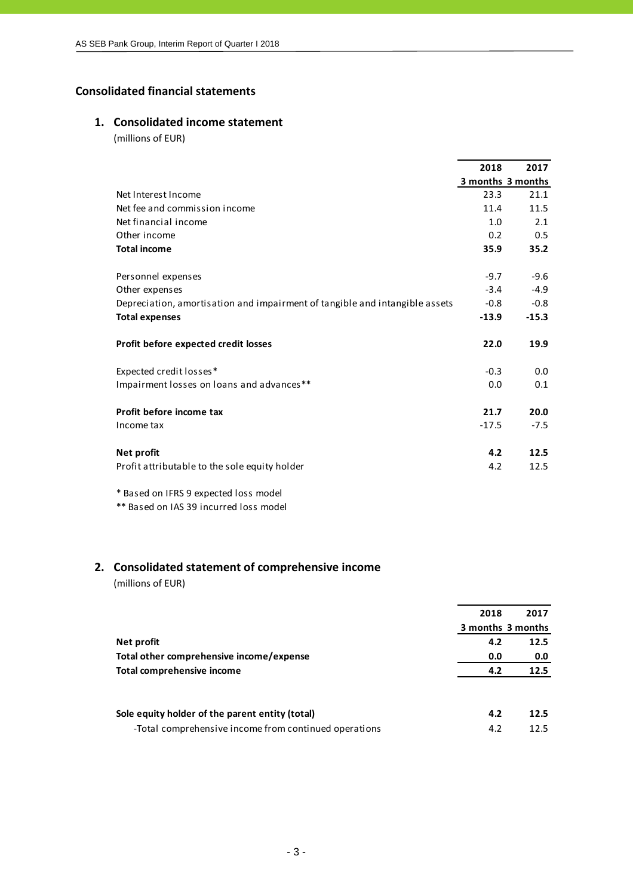## Consolidated financial statements

### 1. Consolidated income statement

(millions of EUR)

| | 2018<br>3 months | 2017<br>3 months |
|---|---|---|
| Net Interest Income | 23.3 | 21.1 |
| Net fee and commission income | 11.4 | 11.5 |
| Net financial income | 1.0 | 2.1 |
| Other income | 0.2 | 0.5 |
| **Total income** | **35.9** | **35.2** |
| | | |
| Personnel expenses | -9.7 | -9.6 |
| Other expenses | -3.4 | -4.9 |
| Depreciation, amortisation and impairment of tangible and intangible assets | -0.8 | -0.8 |
| **Total expenses** | **-13.9** | **-15.3** |
| | | |
| **Profit before expected credit losses** | **22.0** | **19.9** |
| | | |
| Expected credit losses* | -0.3 | 0.0 |
| Impairment losses on loans and advances** | 0.0 | 0.1 |
| | | |
| **Profit before income tax** | **21.7** | **20.0** |
| Income tax | -17.5 | -7.5 |
| | | |
| **Net profit** | **4.2** | **12.5** |
| Profit attributable to the sole equity holder | 4.2 | 12.5 |

\* Based on IFRS 9 expected loss model

** Based on IAS 39 incurred loss model

### 2. Consolidated statement of comprehensive income

(millions of EUR)

| | 2018<br>3 months | 2017<br>3 months |
|---|---|---|
| **Net profit** | **4.2** | **12.5** |
| **Total other comprehensive income/expense** | **0.0** | **0.0** |
| **Total comprehensive income** | **4.2** | **12.5** |
| | | |
| **Sole equity holder of the parent entity (total)** | **4.2** | **12.5** |
| -Total comprehensive income from continued operations | 4.2 | 12.5 |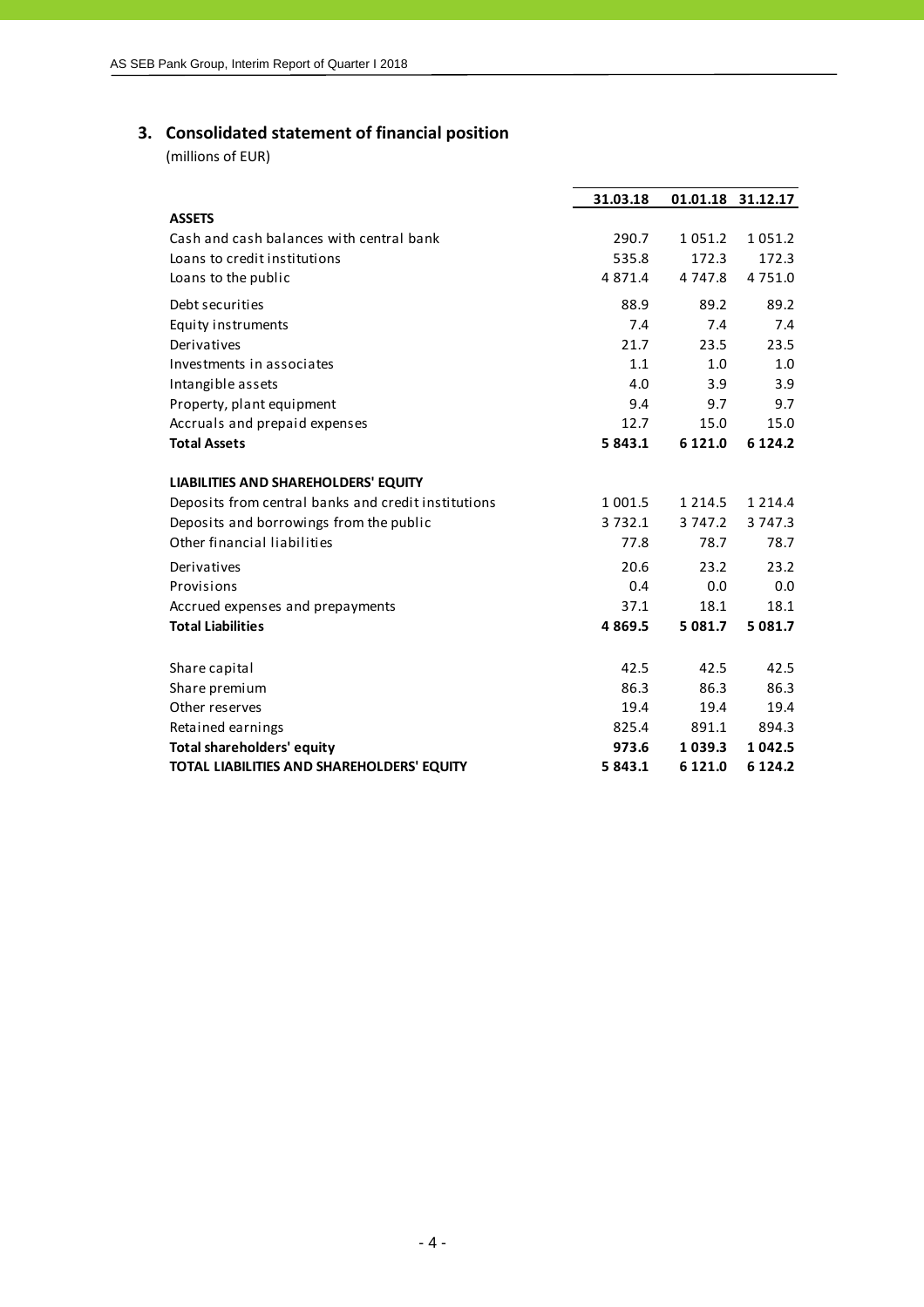## 3. Consolidated statement of financial position

(millions of EUR)

| | 31.03.18 | 01.01.18 | 31.12.17 |
|---|---|---|---|
| **ASSETS** | | | |
| Cash and cash balances with central bank | 290.7 | 1 051.2 | 1 051.2 |
| Loans to credit institutions | 535.8 | 172.3 | 172.3 |
| Loans to the public | 4 871.4 | 4 747.8 | 4 751.0 |
| Debt securities | 88.9 | 89.2 | 89.2 |
| Equity instruments | 7.4 | 7.4 | 7.4 |
| Derivatives | 21.7 | 23.5 | 23.5 |
| Investments in associates | 1.1 | 1.0 | 1.0 |
| Intangible assets | 4.0 | 3.9 | 3.9 |
| Property, plant equipment | 9.4 | 9.7 | 9.7 |
| Accruals and prepaid expenses | 12.7 | 15.0 | 15.0 |
| **Total Assets** | **5 843.1** | **6 121.0** | **6 124.2** |
| | | | |
| **LIABILITIES AND SHAREHOLDERS' EQUITY** | | | |
| Deposits from central banks and credit institutions | 1 001.5 | 1 214.5 | 1 214.4 |
| Deposits and borrowings from the public | 3 732.1 | 3 747.2 | 3 747.3 |
| Other financial liabilities | 77.8 | 78.7 | 78.7 |
| Derivatives | 20.6 | 23.2 | 23.2 |
| Provisions | 0.4 | 0.0 | 0.0 |
| Accrued expenses and prepayments | 37.1 | 18.1 | 18.1 |
| **Total Liabilities** | **4 869.5** | **5 081.7** | **5 081.7** |
| | | | |
| Share capital | 42.5 | 42.5 | 42.5 |
| Share premium | 86.3 | 86.3 | 86.3 |
| Other reserves | 19.4 | 19.4 | 19.4 |
| Retained earnings | 825.4 | 891.1 | 894.3 |
| **Total shareholders' equity** | **973.6** | **1 039.3** | **1 042.5** |
| **TOTAL LIABILITIES AND SHAREHOLDERS' EQUITY** | **5 843.1** | **6 121.0** | **6 124.2** |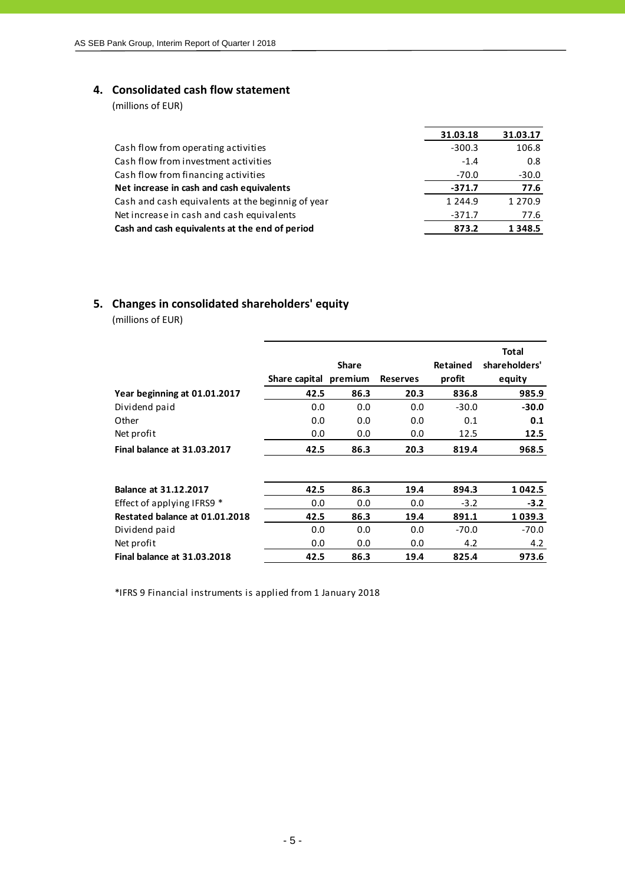## 4. Consolidated cash flow statement

(millions of EUR)

| | 31.03.18 | 31.03.17 |
|---|---|---|
| Cash flow from operating activities | -300.3 | 106.8 |
| Cash flow from investment activities | -1.4 | 0.8 |
| Cash flow from financing activities | -70.0 | -30.0 |
| **Net increase in cash and cash equivalents** | **-371.7** | **77.6** |
| Cash and cash equivalents at the beginnig of year | 1 244.9 | 1 270.9 |
| Net increase in cash and cash equivalents | -371.7 | 77.6 |
| **Cash and cash equivalents at the end of period** | **873.2** | **1 348.5** |

## 5. Changes in consolidated shareholders' equity

(millions of EUR)

| | Share capital | Share premium | Reserves | Retained profit | Total shareholders' equity |
|---|---|---|---|---|---|
| **Year beginning at 01.01.2017** | **42.5** | **86.3** | **20.3** | **836.8** | **985.9** |
| Dividend paid | 0.0 | 0.0 | 0.0 | -30.0 | **-30.0** |
| Other | 0.0 | 0.0 | 0.0 | 0.1 | **0.1** |
| Net profit | 0.0 | 0.0 | 0.0 | 12.5 | **12.5** |
| **Final balance at 31.03.2017** | **42.5** | **86.3** | **20.3** | **819.4** | **968.5** |
| | | | | | |
| **Balance at 31.12.2017** | **42.5** | **86.3** | **19.4** | **894.3** | **1 042.5** |
| Effect of applying IFRS9 * | 0.0 | 0.0 | 0.0 | -3.2 | **-3.2** |
| **Restated balance at 01.01.2018** | **42.5** | **86.3** | **19.4** | **891.1** | **1 039.3** |
| Dividend paid | 0.0 | 0.0 | 0.0 | -70.0 | -70.0 |
| Net profit | 0.0 | 0.0 | 0.0 | 4.2 | 4.2 |
| **Final balance at 31.03.2018** | **42.5** | **86.3** | **19.4** | **825.4** | **973.6** |

*IFRS 9 Financial instruments is applied from 1 January 2018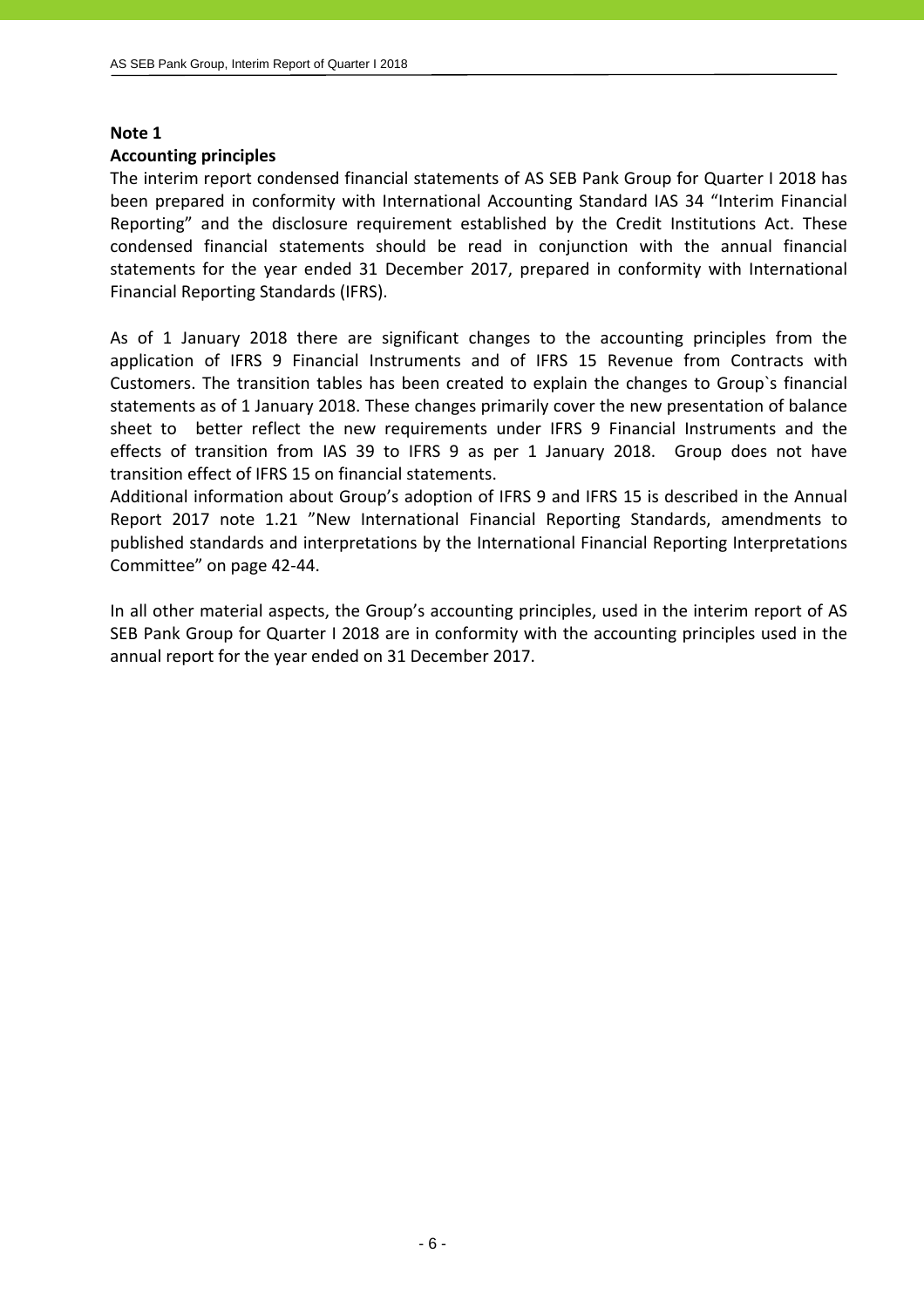**Note 1**

**Accounting principles**

The interim report condensed financial statements of AS SEB Pank Group for Quarter I 2018 has been prepared in conformity with International Accounting Standard IAS 34 "Interim Financial Reporting" and the disclosure requirement established by the Credit Institutions Act. These condensed financial statements should be read in conjunction with the annual financial statements for the year ended 31 December 2017, prepared in conformity with International Financial Reporting Standards (IFRS).

As of 1 January 2018 there are significant changes to the accounting principles from the application of IFRS 9 Financial Instruments and of IFRS 15 Revenue from Contracts with Customers. The transition tables has been created to explain the changes to Group`s financial statements as of 1 January 2018. These changes primarily cover the new presentation of balance sheet to better reflect the new requirements under IFRS 9 Financial Instruments and the effects of transition from IAS 39 to IFRS 9 as per 1 January 2018. Group does not have transition effect of IFRS 15 on financial statements.
Additional information about Group's adoption of IFRS 9 and IFRS 15 is described in the Annual Report 2017 note 1.21 "New International Financial Reporting Standards, amendments to published standards and interpretations by the International Financial Reporting Interpretations Committee" on page 42-44.

In all other material aspects, the Group's accounting principles, used in the interim report of AS SEB Pank Group for Quarter I 2018 are in conformity with the accounting principles used in the annual report for the year ended on 31 December 2017.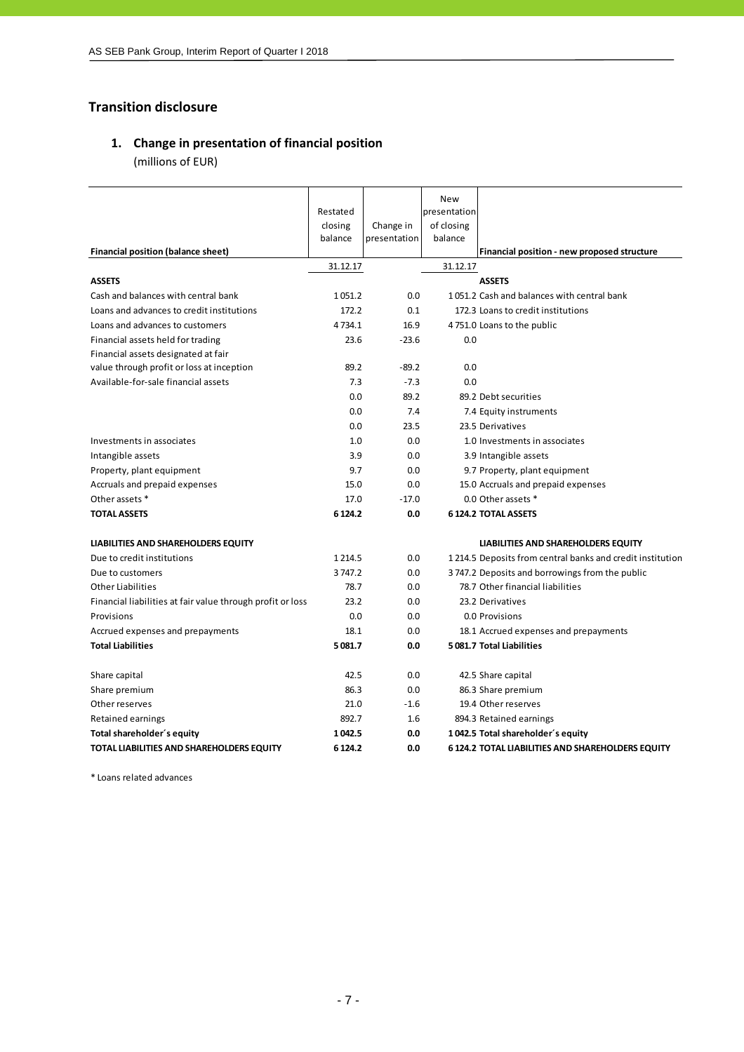## Transition disclosure

### 1. Change in presentation of financial position

(millions of EUR)

| Financial position (balance sheet) | Restated closing balance | Change in presentation | New presentation of closing balance | Financial position - new proposed structure |
|---|---|---|---|---|
| | 31.12.17 | | 31.12.17 | |
| **ASSETS** | | | | **ASSETS** |
| Cash and balances with central bank | 1 051.2 | 0.0 | 1 051.2 | Cash and balances with central bank |
| Loans and advances to credit institutions | 172.2 | 0.1 | 172.3 | Loans to credit institutions |
| Loans and advances to customers | 4 734.1 | 16.9 | 4 751.0 | Loans to the public |
| Financial assets held for trading | 23.6 | -23.6 | 0.0 | |
| Financial assets designated at fair value through profit or loss at inception | 89.2 | -89.2 | 0.0 | |
| Available-for-sale financial assets | 7.3 | -7.3 | 0.0 | |
| | 0.0 | 89.2 | 89.2 | Debt securities |
| | 0.0 | 7.4 | 7.4 | Equity instruments |
| | 0.0 | 23.5 | 23.5 | Derivatives |
| Investments in associates | 1.0 | 0.0 | 1.0 | Investments in associates |
| Intangible assets | 3.9 | 0.0 | 3.9 | Intangible assets |
| Property, plant equipment | 9.7 | 0.0 | 9.7 | Property, plant equipment |
| Accruals and prepaid expenses | 15.0 | 0.0 | 15.0 | Accruals and prepaid expenses |
| Other assets * | 17.0 | -17.0 | 0.0 | Other assets * |
| **TOTAL ASSETS** | **6 124.2** | **0.0** | **6 124.2** | **TOTAL ASSETS** |
| | | | | |
| **LIABILITIES AND SHAREHOLDERS EQUITY** | | | | **LIABILITIES AND SHAREHOLDERS EQUITY** |
| Due to credit institutions | 1 214.5 | 0.0 | 1 214.5 | Deposits from central banks and credit institution |
| Due to customers | 3 747.2 | 0.0 | 3 747.2 | Deposits and borrowings from the public |
| Other Liabilities | 78.7 | 0.0 | 78.7 | Other financial liabilities |
| Financial liabilities at fair value through profit or loss | 23.2 | 0.0 | 23.2 | Derivatives |
| Provisions | 0.0 | 0.0 | 0.0 | Provisions |
| Accrued expenses and prepayments | 18.1 | 0.0 | 18.1 | Accrued expenses and prepayments |
| **Total Liabilities** | **5 081.7** | **0.0** | **5 081.7** | **Total Liabilities** |
| | | | | |
| Share capital | 42.5 | 0.0 | 42.5 | Share capital |
| Share premium | 86.3 | 0.0 | 86.3 | Share premium |
| Other reserves | 21.0 | -1.6 | 19.4 | Other reserves |
| Retained earnings | 892.7 | 1.6 | 894.3 | Retained earnings |
| **Total shareholder´s equity** | **1 042.5** | **0.0** | **1 042.5** | **Total shareholder´s equity** |
| **TOTAL LIABILITIES AND SHAREHOLDERS EQUITY** | **6 124.2** | **0.0** | **6 124.2** | **TOTAL LIABILITIES AND SHAREHOLDERS EQUITY** |

* Loans related advances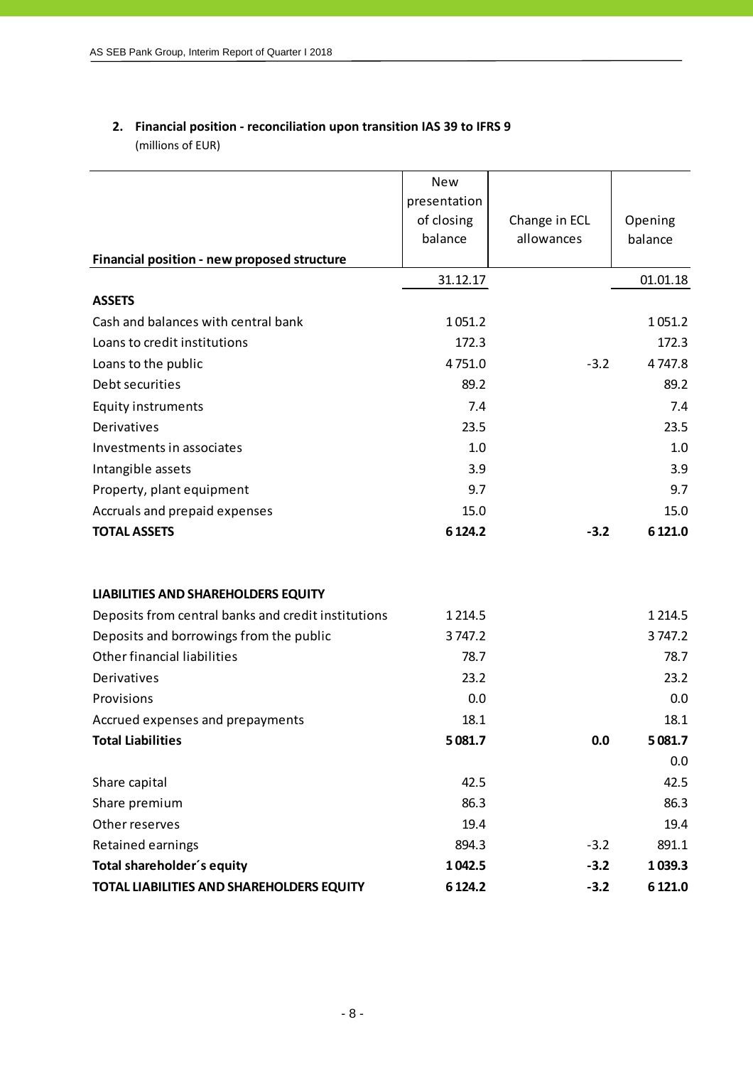## 2. Financial position - reconciliation upon transition IAS 39 to IFRS 9

(millions of EUR)

| Financial position - new proposed structure | New presentation of closing balance | Change in ECL allowances | Opening balance |
|---|---|---|---|
| | 31.12.17 | | 01.01.18 |
| **ASSETS** | | | |
| Cash and balances with central bank | 1 051.2 | | 1 051.2 |
| Loans to credit institutions | 172.3 | | 172.3 |
| Loans to the public | 4 751.0 | -3.2 | 4 747.8 |
| Debt securities | 89.2 | | 89.2 |
| Equity instruments | 7.4 | | 7.4 |
| Derivatives | 23.5 | | 23.5 |
| Investments in associates | 1.0 | | 1.0 |
| Intangible assets | 3.9 | | 3.9 |
| Property, plant equipment | 9.7 | | 9.7 |
| Accruals and prepaid expenses | 15.0 | | 15.0 |
| **TOTAL ASSETS** | **6 124.2** | **-3.2** | **6 121.0** |
| | | | |
| **LIABILITIES AND SHAREHOLDERS EQUITY** | | | |
| Deposits from central banks and credit institutions | 1 214.5 | | 1 214.5 |
| Deposits and borrowings from the public | 3 747.2 | | 3 747.2 |
| Other financial liabilities | 78.7 | | 78.7 |
| Derivatives | 23.2 | | 23.2 |
| Provisions | 0.0 | | 0.0 |
| Accrued expenses and prepayments | 18.1 | | 18.1 |
| **Total Liabilities** | **5 081.7** | **0.0** | **5 081.7** |
| | | | 0.0 |
| Share capital | 42.5 | | 42.5 |
| Share premium | 86.3 | | 86.3 |
| Other reserves | 19.4 | | 19.4 |
| Retained earnings | 894.3 | -3.2 | 891.1 |
| **Total shareholder´s equity** | **1 042.5** | **-3.2** | **1 039.3** |
| **TOTAL LIABILITIES AND SHAREHOLDERS EQUITY** | **6 124.2** | **-3.2** | **6 121.0** |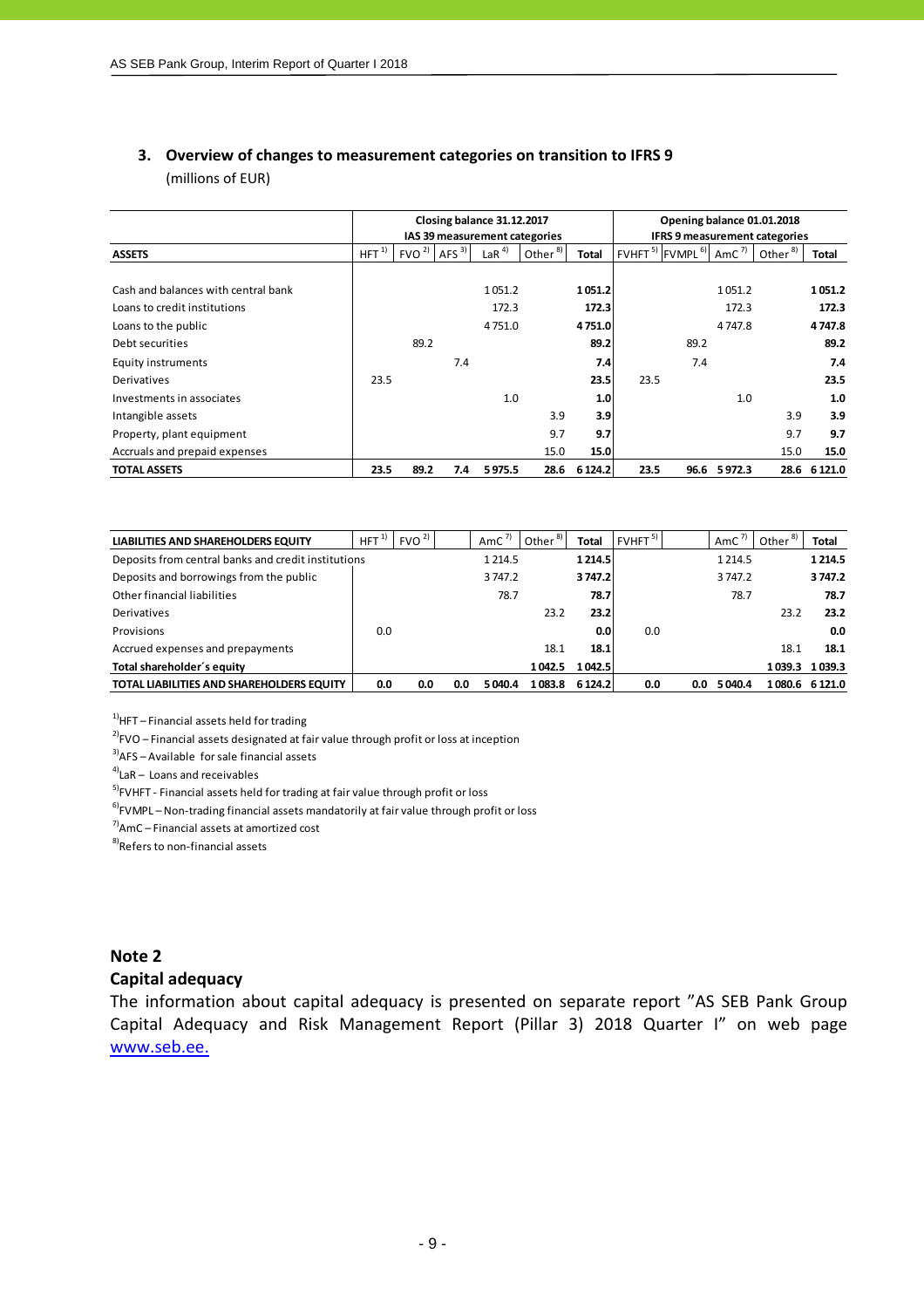### 3. Overview of changes to measurement categories on transition to IFRS 9

(millions of EUR)

| | Closing balance 31.12.2017 IAS 39 measurement categories | | | | | | Opening balance 01.01.2018 IFRS 9 measurement categories | | | | |
|---|---|---|---|---|---|---|---|---|---|---|---|
| **ASSETS** | HFT [1] | FVO [2] | AFS [3] | LaR [4] | Other [8] | **Total** | FVHFT [5] | FVMPL [6] | AmC [7] | Other [8] | **Total** |
| Cash and balances with central bank | | | | 1 051.2 | | **1 051.2** | | | 1 051.2 | | **1 051.2** |
| Loans to credit institutions | | | | 172.3 | | **172.3** | | | 172.3 | | **172.3** |
| Loans to the public | | | | 4 751.0 | | **4 751.0** | | | 4 747.8 | | **4 747.8** |
| Debt securities | | 89.2 | | | | **89.2** | | 89.2 | | | **89.2** |
| Equity instruments | | | 7.4 | | | **7.4** | | 7.4 | | | **7.4** |
| Derivatives | 23.5 | | | | | **23.5** | 23.5 | | | | **23.5** |
| Investments in associates | | | | 1.0 | | **1.0** | | | 1.0 | | **1.0** |
| Intangible assets | | | | | 3.9 | **3.9** | | | | 3.9 | **3.9** |
| Property, plant equipment | | | | | 9.7 | **9.7** | | | | 9.7 | **9.7** |
| Accruals and prepaid expenses | | | | | 15.0 | **15.0** | | | | 15.0 | **15.0** |
| **TOTAL ASSETS** | **23.5** | **89.2** | **7.4** | **5 975.5** | **28.6** | **6 124.2** | **23.5** | **96.6** | **5 972.3** | **28.6** | **6 121.0** |

| **LIABILITIES AND SHAREHOLDERS EQUITY** | HFT [1] | FVO [2] | | AmC [7] | Other [8] | **Total** | FVHFT [5] | | AmC [7] | Other [8] | **Total** |
|---|---|---|---|---|---|---|---|---|---|---|---|
| Deposits from central banks and credit institutions | | | | 1 214.5 | | **1 214.5** | | | 1 214.5 | | **1 214.5** |
| Deposits and borrowings from the public | | | | 3 747.2 | | **3 747.2** | | | 3 747.2 | | **3 747.2** |
| Other financial liabilities | | | | 78.7 | | **78.7** | | | 78.7 | | **78.7** |
| Derivatives | | | | | 23.2 | **23.2** | | | | 23.2 | **23.2** |
| Provisions | 0.0 | | | | | **0.0** | 0.0 | | | | **0.0** |
| Accrued expenses and prepayments | | | | | 18.1 | **18.1** | | | | 18.1 | **18.1** |
| **Total shareholder´s equity** | | | | | **1 042.5** | **1 042.5** | | | | **1 039.3** | **1 039.3** |
| **TOTAL LIABILITIES AND SHAREHOLDERS EQUITY** | **0.0** | **0.0** | **0.0** | **5 040.4** | **1 083.8** | **6 124.2** | **0.0** | **0.0** | **5 040.4** | **1 080.6** | **6 121.0** |

[1] HFT – Financial assets held for trading
[2] FVO – Financial assets designated at fair value through profit or loss at inception
[3] AFS – Available for sale financial assets
[4] LaR – Loans and receivables
[5] FVHFT - Financial assets held for trading at fair value through profit or loss
[6] FVMPL – Non-trading financial assets mandatorily at fair value through profit or loss
[7] AmC – Financial assets at amortized cost
[8] Refers to non-financial assets

## Note 2

### Capital adequacy

The information about capital adequacy is presented on separate report "AS SEB Pank Group Capital Adequacy and Risk Management Report (Pillar 3) 2018 Quarter I" on web page [www.seb.ee.](http://www.seb.ee)